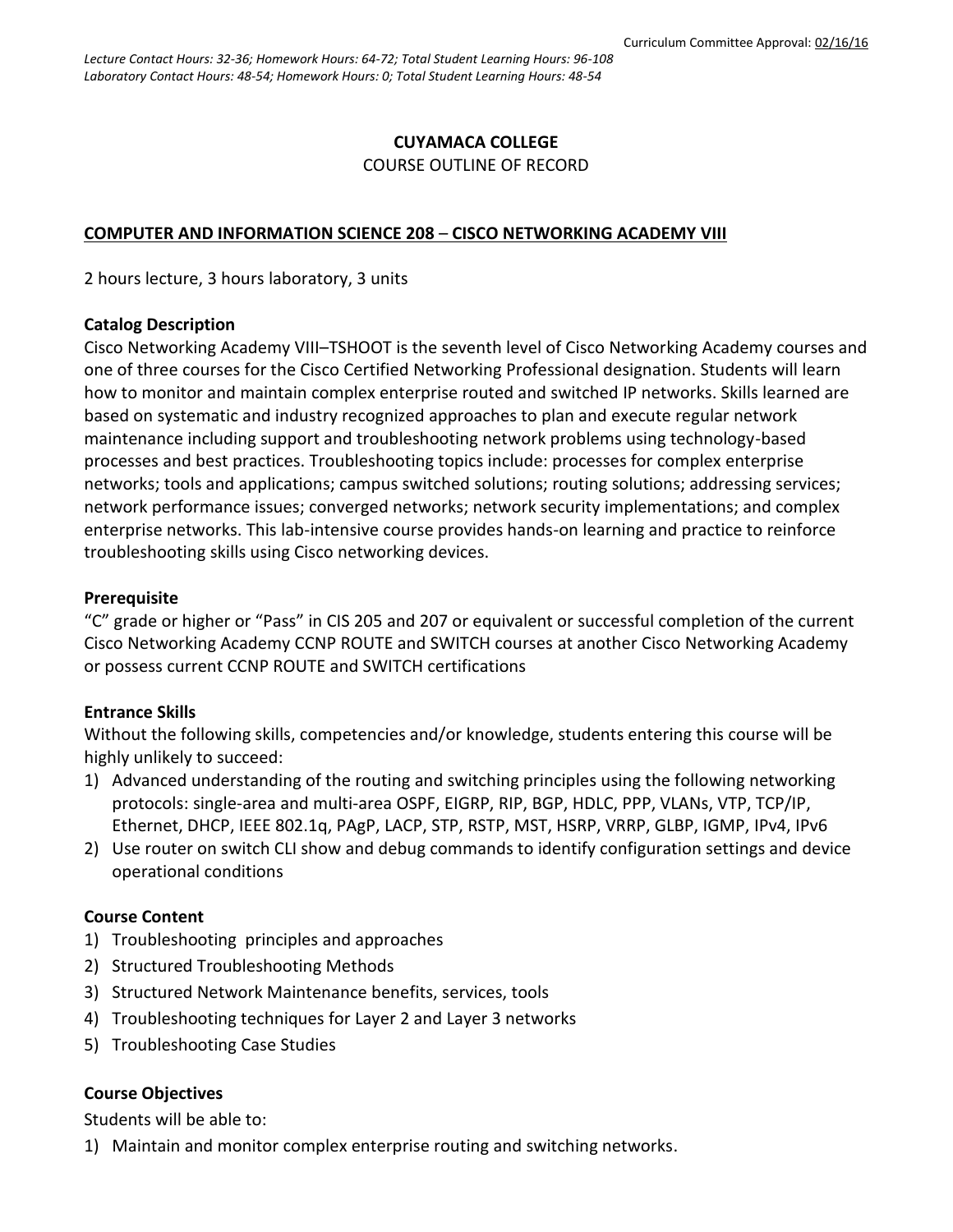Curriculum Committee Approval: 02/16/16

*Lecture Contact Hours: 32-36; Homework Hours: 64-72; Total Student Learning Hours: 96-108*
*Laboratory Contact Hours: 48-54; Homework Hours: 0; Total Student Learning Hours: 48-54*

**CUYAMACA COLLEGE**

COURSE OUTLINE OF RECORD

**COMPUTER AND INFORMATION SCIENCE 208 – CISCO NETWORKING ACADEMY VIII**

2 hours lecture, 3 hours laboratory, 3 units

**Catalog Description**

Cisco Networking Academy VIII–TSHOOT is the seventh level of Cisco Networking Academy courses and one of three courses for the Cisco Certified Networking Professional designation. Students will learn how to monitor and maintain complex enterprise routed and switched IP networks. Skills learned are based on systematic and industry recognized approaches to plan and execute regular network maintenance including support and troubleshooting network problems using technology-based processes and best practices. Troubleshooting topics include: processes for complex enterprise networks; tools and applications; campus switched solutions; routing solutions; addressing services; network performance issues; converged networks; network security implementations; and complex enterprise networks. This lab-intensive course provides hands-on learning and practice to reinforce troubleshooting skills using Cisco networking devices.

**Prerequisite**

"C" grade or higher or "Pass" in CIS 205 and 207 or equivalent or successful completion of the current Cisco Networking Academy CCNP ROUTE and SWITCH courses at another Cisco Networking Academy or possess current CCNP ROUTE and SWITCH certifications

**Entrance Skills**

Without the following skills, competencies and/or knowledge, students entering this course will be highly unlikely to succeed:

1) Advanced understanding of the routing and switching principles using the following networking protocols: single-area and multi-area OSPF, EIGRP, RIP, BGP, HDLC, PPP, VLANs, VTP, TCP/IP, Ethernet, DHCP, IEEE 802.1q, PAgP, LACP, STP, RSTP, MST, HSRP, VRRP, GLBP, IGMP, IPv4, IPv6
2) Use router on switch CLI show and debug commands to identify configuration settings and device operational conditions

**Course Content**

1) Troubleshooting principles and approaches
2) Structured Troubleshooting Methods
3) Structured Network Maintenance benefits, services, tools
4) Troubleshooting techniques for Layer 2 and Layer 3 networks
5) Troubleshooting Case Studies

**Course Objectives**

Students will be able to:

1) Maintain and monitor complex enterprise routing and switching networks.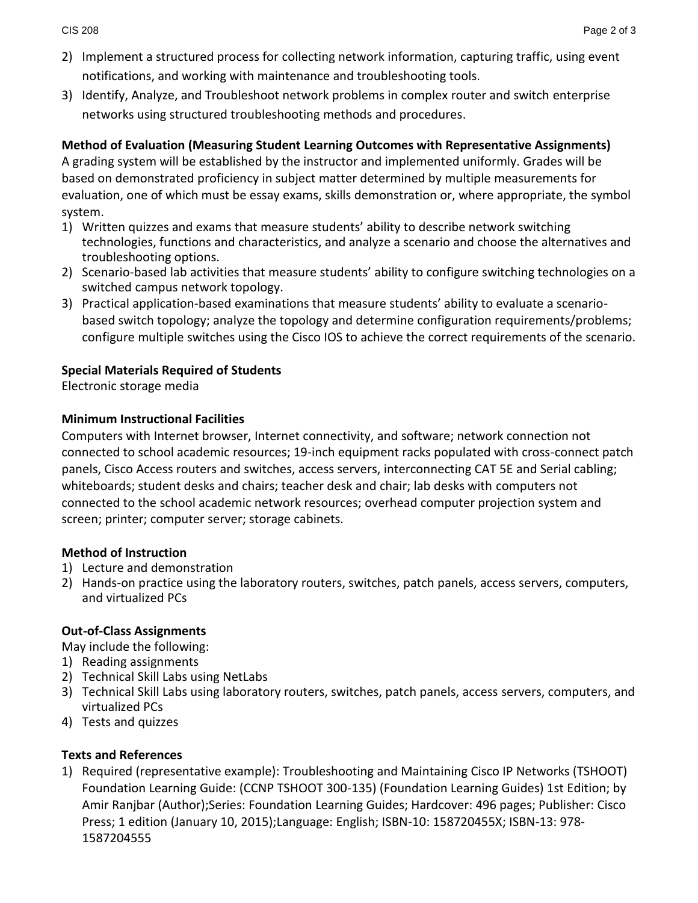2) Implement a structured process for collecting network information, capturing traffic, using event notifications, and working with maintenance and troubleshooting tools.
3) Identify, Analyze, and Troubleshoot network problems in complex router and switch enterprise networks using structured troubleshooting methods and procedures.

**Method of Evaluation (Measuring Student Learning Outcomes with Representative Assignments)**
A grading system will be established by the instructor and implemented uniformly. Grades will be based on demonstrated proficiency in subject matter determined by multiple measurements for evaluation, one of which must be essay exams, skills demonstration or, where appropriate, the symbol system.

1) Written quizzes and exams that measure students' ability to describe network switching technologies, functions and characteristics, and analyze a scenario and choose the alternatives and troubleshooting options.
2) Scenario-based lab activities that measure students' ability to configure switching technologies on a switched campus network topology.
3) Practical application-based examinations that measure students' ability to evaluate a scenario-based switch topology; analyze the topology and determine configuration requirements/problems; configure multiple switches using the Cisco IOS to achieve the correct requirements of the scenario.

**Special Materials Required of Students**
Electronic storage media

**Minimum Instructional Facilities**
Computers with Internet browser, Internet connectivity, and software; network connection not connected to school academic resources; 19-inch equipment racks populated with cross-connect patch panels, Cisco Access routers and switches, access servers, interconnecting CAT 5E and Serial cabling; whiteboards; student desks and chairs; teacher desk and chair; lab desks with computers not connected to the school academic network resources; overhead computer projection system and screen; printer; computer server; storage cabinets.

**Method of Instruction**

1) Lecture and demonstration
2) Hands-on practice using the laboratory routers, switches, patch panels, access servers, computers, and virtualized PCs

**Out-of-Class Assignments**
May include the following:

1) Reading assignments
2) Technical Skill Labs using NetLabs
3) Technical Skill Labs using laboratory routers, switches, patch panels, access servers, computers, and virtualized PCs
4) Tests and quizzes

**Texts and References**

1) Required (representative example): Troubleshooting and Maintaining Cisco IP Networks (TSHOOT) Foundation Learning Guide: (CCNP TSHOOT 300-135) (Foundation Learning Guides) 1st Edition; by Amir Ranjbar (Author);Series: Foundation Learning Guides; Hardcover: 496 pages; Publisher: Cisco Press; 1 edition (January 10, 2015);Language: English; ISBN-10: 158720455X; ISBN-13: 978-1587204555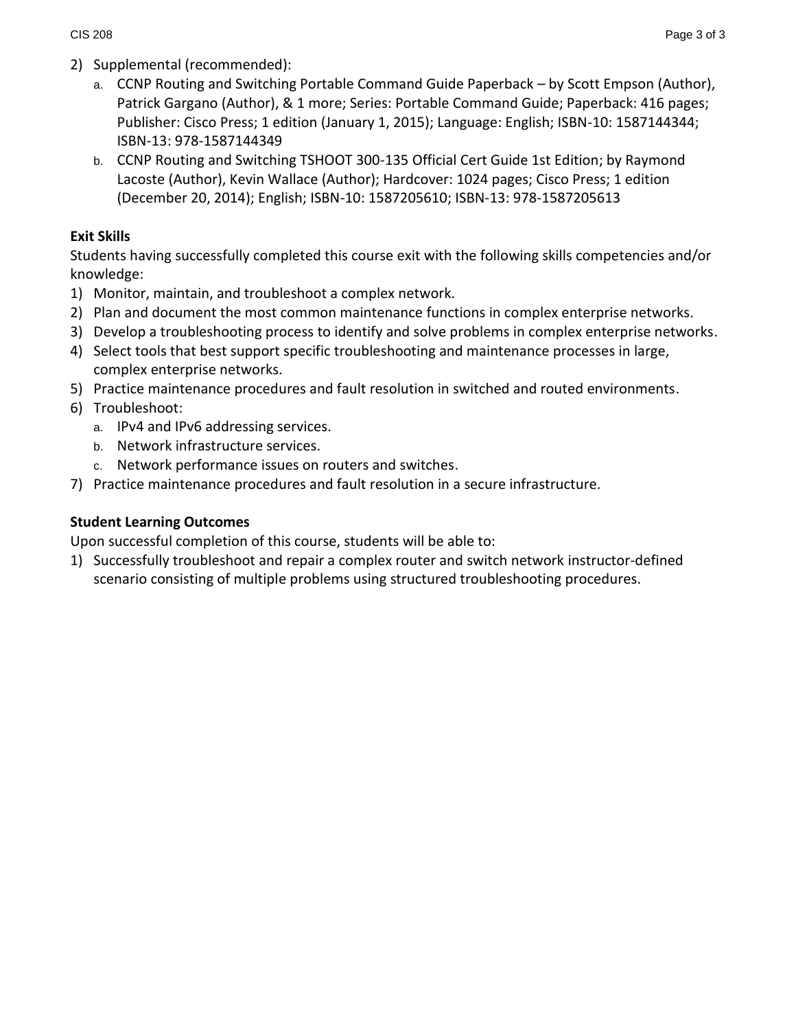2) Supplemental (recommended):
   a. CCNP Routing and Switching Portable Command Guide Paperback – by Scott Empson (Author), Patrick Gargano (Author), & 1 more; Series: Portable Command Guide; Paperback: 416 pages; Publisher: Cisco Press; 1 edition (January 1, 2015); Language: English; ISBN-10: 1587144344; ISBN-13: 978-1587144349
   b. CCNP Routing and Switching TSHOOT 300-135 Official Cert Guide 1st Edition; by Raymond Lacoste (Author), Kevin Wallace (Author); Hardcover: 1024 pages; Cisco Press; 1 edition (December 20, 2014); English; ISBN-10: 1587205610; ISBN-13: 978-1587205613

**Exit Skills**

Students having successfully completed this course exit with the following skills competencies and/or knowledge:

1) Monitor, maintain, and troubleshoot a complex network.
2) Plan and document the most common maintenance functions in complex enterprise networks.
3) Develop a troubleshooting process to identify and solve problems in complex enterprise networks.
4) Select tools that best support specific troubleshooting and maintenance processes in large, complex enterprise networks.
5) Practice maintenance procedures and fault resolution in switched and routed environments.
6) Troubleshoot:
   a. IPv4 and IPv6 addressing services.
   b. Network infrastructure services.
   c. Network performance issues on routers and switches.
7) Practice maintenance procedures and fault resolution in a secure infrastructure.

**Student Learning Outcomes**

Upon successful completion of this course, students will be able to:

1) Successfully troubleshoot and repair a complex router and switch network instructor-defined scenario consisting of multiple problems using structured troubleshooting procedures.